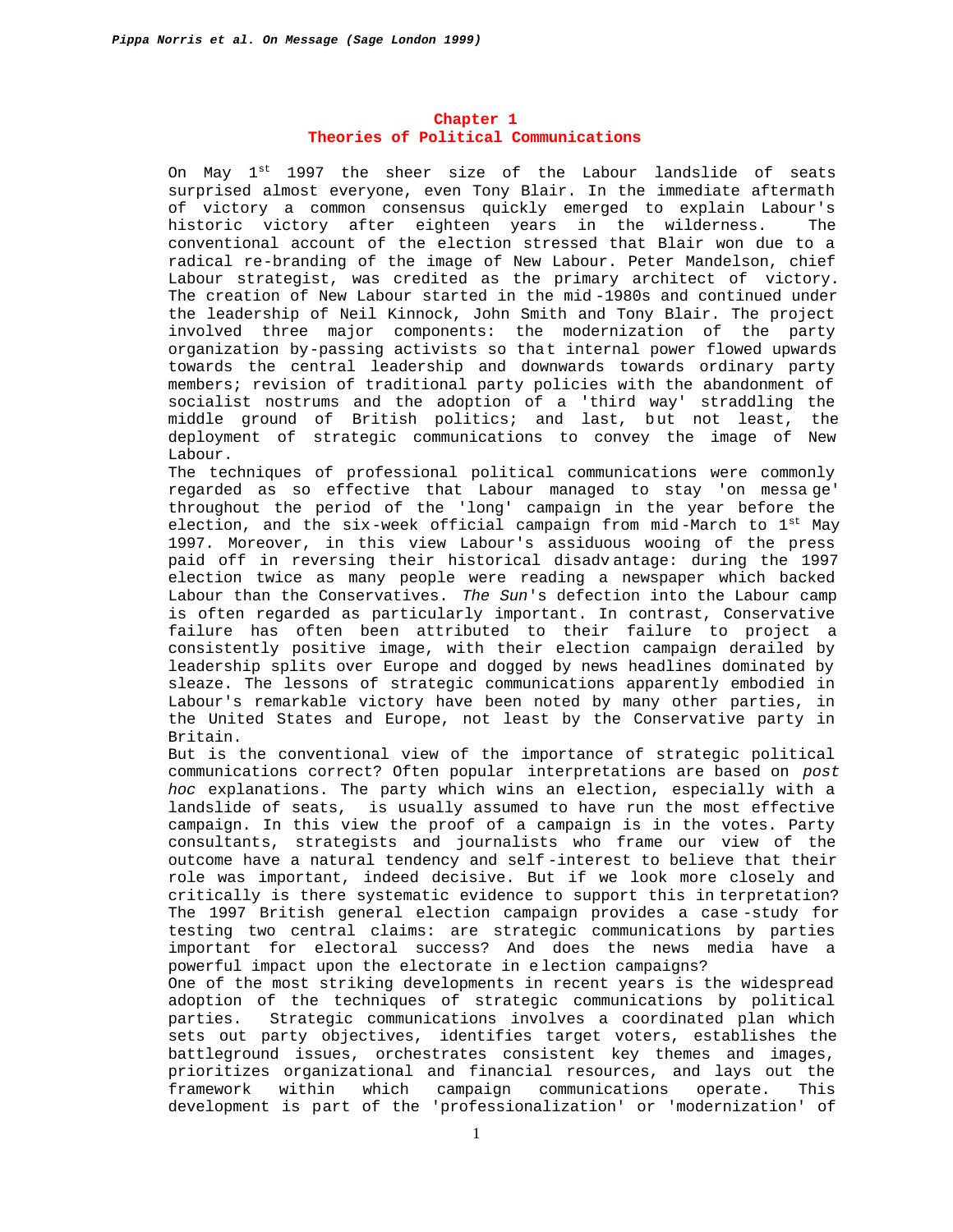# Chapter 1
# Theories of Political Communications

On May 1st 1997 the sheer size of the Labour landslide of seats surprised almost everyone, even Tony Blair. In the immediate aftermath of victory a common consensus quickly emerged to explain Labour's historic victory after eighteen years in the wilderness. The conventional account of the election stressed that Blair won due to a radical re-branding of the image of New Labour. Peter Mandelson, chief Labour strategist, was credited as the primary architect of victory. The creation of New Labour started in the mid-1980s and continued under the leadership of Neil Kinnock, John Smith and Tony Blair. The project involved three major components: the modernization of the party organization by-passing activists so that internal power flowed upwards towards the central leadership and downwards towards ordinary party members; revision of traditional party policies with the abandonment of socialist nostrums and the adoption of a 'third way' straddling the middle ground of British politics; and last, but not least, the deployment of strategic communications to convey the image of New Labour.

The techniques of professional political communications were commonly regarded as so effective that Labour managed to stay 'on message' throughout the period of the 'long' campaign in the year before the election, and the six-week official campaign from mid-March to 1st May 1997. Moreover, in this view Labour's assiduous wooing of the press paid off in reversing their historical disadvantage: during the 1997 election twice as many people were reading a newspaper which backed Labour than the Conservatives. *The Sun*'s defection into the Labour camp is often regarded as particularly important. In contrast, Conservative failure has often been attributed to their failure to project a consistently positive image, with their election campaign derailed by leadership splits over Europe and dogged by news headlines dominated by sleaze. The lessons of strategic communications apparently embodied in Labour's remarkable victory have been noted by many other parties, in the United States and Europe, not least by the Conservative party in Britain.

But is the conventional view of the importance of strategic political communications correct? Often popular interpretations are based on *post hoc* explanations. The party which wins an election, especially with a landslide of seats, is usually assumed to have run the most effective campaign. In this view the proof of a campaign is in the votes. Party consultants, strategists and journalists who frame our view of the outcome have a natural tendency and self-interest to believe that their role was important, indeed decisive. But if we look more closely and critically is there systematic evidence to support this interpretation? The 1997 British general election campaign provides a case-study for testing two central claims: are strategic communications by parties important for electoral success? And does the news media have a powerful impact upon the electorate in election campaigns?

One of the most striking developments in recent years is the widespread adoption of the techniques of strategic communications by political parties. Strategic communications involves a coordinated plan which sets out party objectives, identifies target voters, establishes the battleground issues, orchestrates consistent key themes and images, prioritizes organizational and financial resources, and lays out the framework within which campaign communications operate. This development is part of the 'professionalization' or 'modernization' of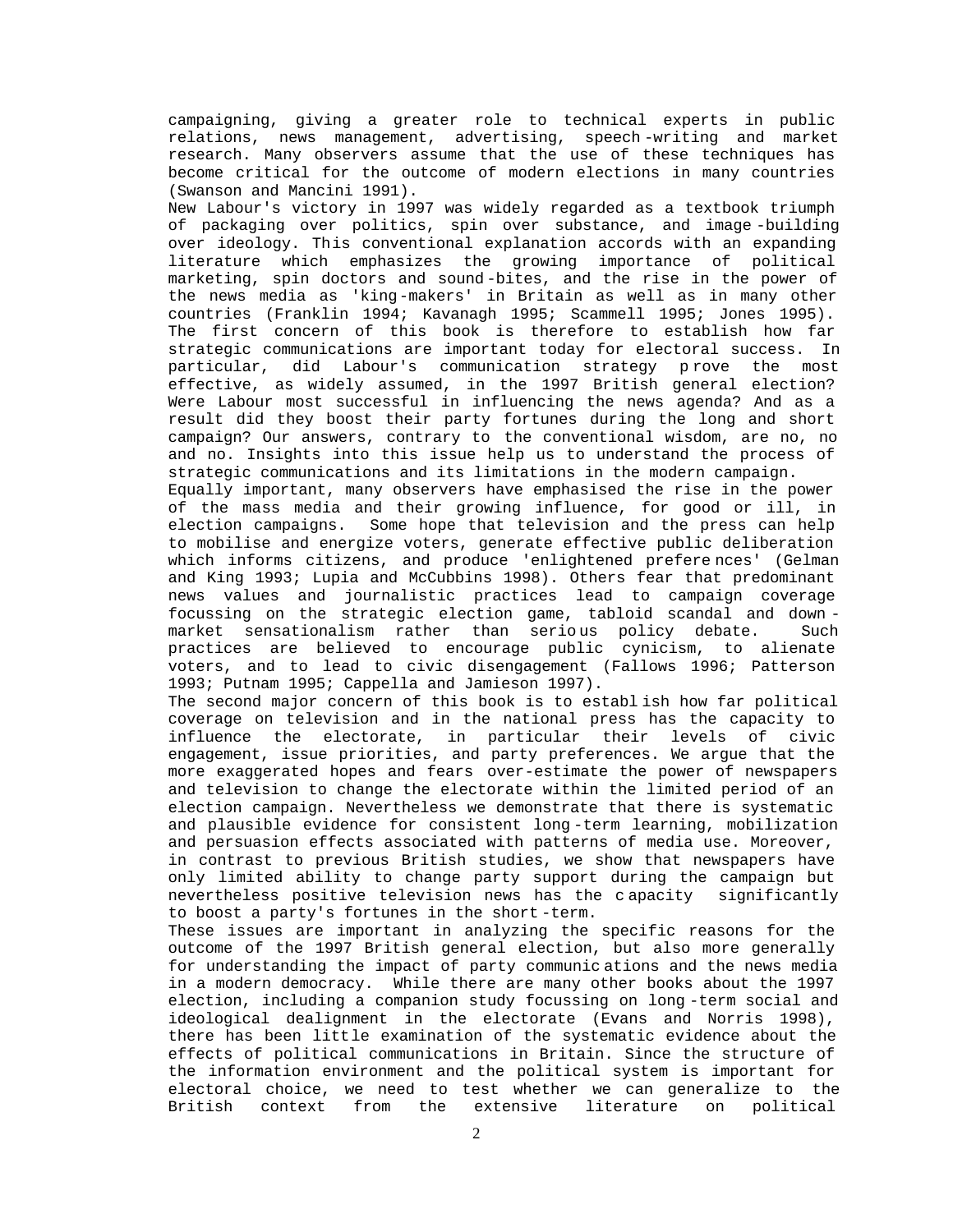campaigning, giving a greater role to technical experts in public relations, news management, advertising, speech-writing and market research. Many observers assume that the use of these techniques has become critical for the outcome of modern elections in many countries (Swanson and Mancini 1991).

New Labour's victory in 1997 was widely regarded as a textbook triumph of packaging over politics, spin over substance, and image-building over ideology. This conventional explanation accords with an expanding literature which emphasizes the growing importance of political marketing, spin doctors and sound-bites, and the rise in the power of the news media as 'king-makers' in Britain as well as in many other countries (Franklin 1994; Kavanagh 1995; Scammell 1995; Jones 1995). The first concern of this book is therefore to establish how far strategic communications are important today for electoral success. In particular, did Labour's communication strategy prove the most effective, as widely assumed, in the 1997 British general election? Were Labour most successful in influencing the news agenda? And as a result did they boost their party fortunes during the long and short campaign? Our answers, contrary to the conventional wisdom, are no, no and no. Insights into this issue help us to understand the process of strategic communications and its limitations in the modern campaign.

Equally important, many observers have emphasised the rise in the power of the mass media and their growing influence, for good or ill, in election campaigns. Some hope that television and the press can help to mobilise and energize voters, generate effective public deliberation which informs citizens, and produce 'enlightened preferences' (Gelman and King 1993; Lupia and McCubbins 1998). Others fear that predominant news values and journalistic practices lead to campaign coverage focussing on the strategic election game, tabloid scandal and down-market sensationalism rather than serious policy debate. Such practices are believed to encourage public cynicism, to alienate voters, and to lead to civic disengagement (Fallows 1996; Patterson 1993; Putnam 1995; Cappella and Jamieson 1997).

The second major concern of this book is to establish how far political coverage on television and in the national press has the capacity to influence the electorate, in particular their levels of civic engagement, issue priorities, and party preferences. We argue that the more exaggerated hopes and fears over-estimate the power of newspapers and television to change the electorate within the limited period of an election campaign. Nevertheless we demonstrate that there is systematic and plausible evidence for consistent long-term learning, mobilization and persuasion effects associated with patterns of media use. Moreover, in contrast to previous British studies, we show that newspapers have only limited ability to change party support during the campaign but nevertheless positive television news has the capacity significantly to boost a party's fortunes in the short-term.

These issues are important in analyzing the specific reasons for the outcome of the 1997 British general election, but also more generally for understanding the impact of party communications and the news media in a modern democracy. While there are many other books about the 1997 election, including a companion study focussing on long-term social and ideological dealignment in the electorate (Evans and Norris 1998), there has been little examination of the systematic evidence about the effects of political communications in Britain. Since the structure of the information environment and the political system is important for electoral choice, we need to test whether we can generalize to the British context from the extensive literature on political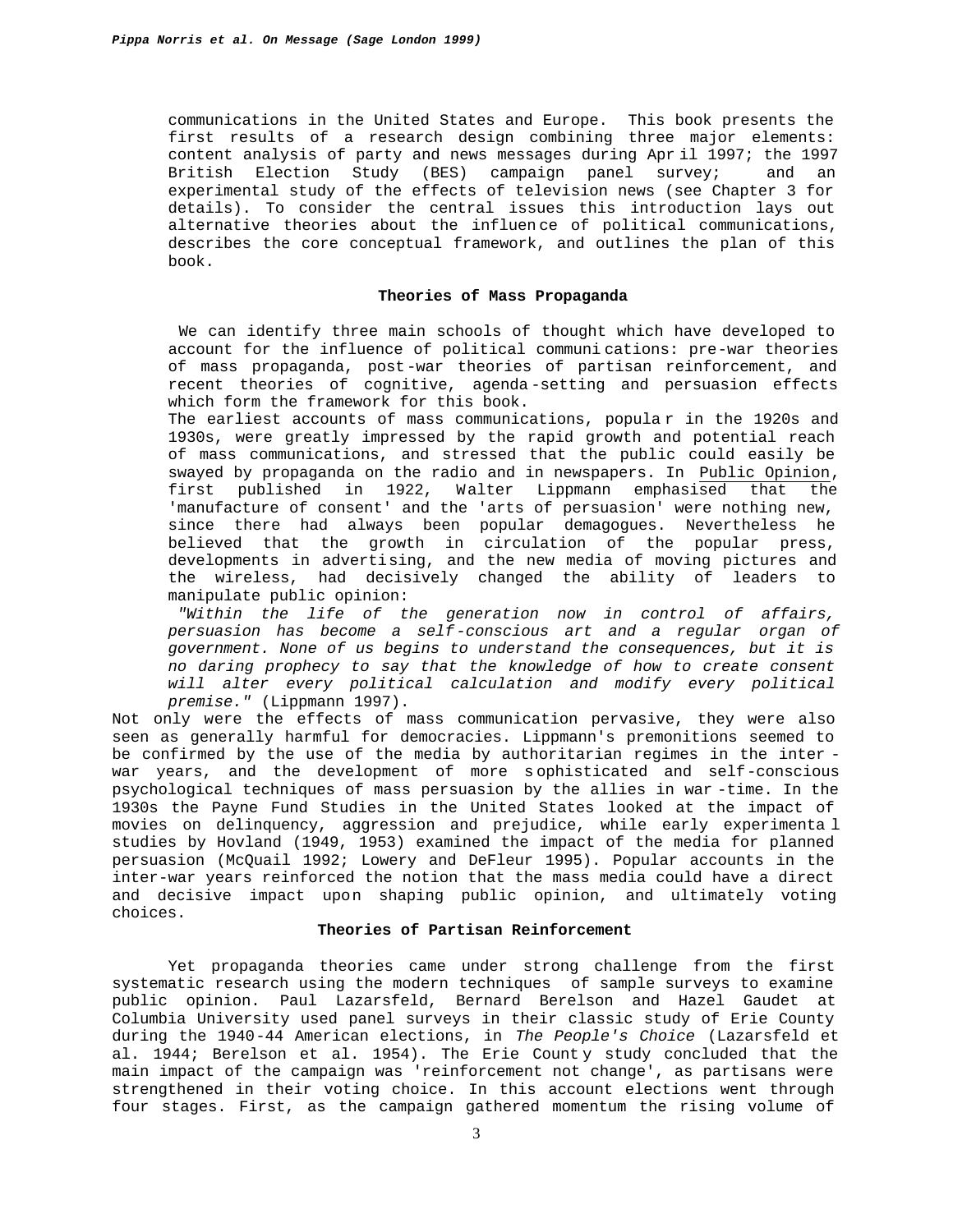communications in the United States and Europe. This book presents the first results of a research design combining three major elements: content analysis of party and news messages during April 1997; the 1997 British Election Study (BES) campaign panel survey; and an experimental study of the effects of television news (see Chapter 3 for details). To consider the central issues this introduction lays out alternative theories about the influence of political communications, describes the core conceptual framework, and outlines the plan of this book.

### Theories of Mass Propaganda

We can identify three main schools of thought which have developed to account for the influence of political communications: pre-war theories of mass propaganda, post-war theories of partisan reinforcement, and recent theories of cognitive, agenda-setting and persuasion effects which form the framework for this book.

The earliest accounts of mass communications, popular in the 1920s and 1930s, were greatly impressed by the rapid growth and potential reach of mass communications, and stressed that the public could easily be swayed by propaganda on the radio and in newspapers. In Public Opinion, first published in 1922, Walter Lippmann emphasised that the 'manufacture of consent' and the 'arts of persuasion' were nothing new, since there had always been popular demagogues. Nevertheless he believed that the growth in circulation of the popular press, developments in advertising, and the new media of moving pictures and the wireless, had decisively changed the ability of leaders to manipulate public opinion:

> *"Within the life of the generation now in control of affairs, persuasion has become a self-conscious art and a regular organ of government. None of us begins to understand the consequences, but it is no daring prophecy to say that the knowledge of how to create consent will alter every political calculation and modify every political premise."* (Lippmann 1997).

Not only were the effects of mass communication pervasive, they were also seen as generally harmful for democracies. Lippmann's premonitions seemed to be confirmed by the use of the media by authoritarian regimes in the inter-war years, and the development of more sophisticated and self-conscious psychological techniques of mass persuasion by the allies in war-time. In the 1930s the Payne Fund Studies in the United States looked at the impact of movies on delinquency, aggression and prejudice, while early experimental studies by Hovland (1949, 1953) examined the impact of the media for planned persuasion (McQuail 1992; Lowery and DeFleur 1995). Popular accounts in the inter-war years reinforced the notion that the mass media could have a direct and decisive impact upon shaping public opinion, and ultimately voting choices.

### Theories of Partisan Reinforcement

Yet propaganda theories came under strong challenge from the first systematic research using the modern techniques of sample surveys to examine public opinion. Paul Lazarsfeld, Bernard Berelson and Hazel Gaudet at Columbia University used panel surveys in their classic study of Erie County during the 1940-44 American elections, in *The People's Choice* (Lazarsfeld et al. 1944; Berelson et al. 1954). The Erie County study concluded that the main impact of the campaign was 'reinforcement not change', as partisans were strengthened in their voting choice. In this account elections went through four stages. First, as the campaign gathered momentum the rising volume of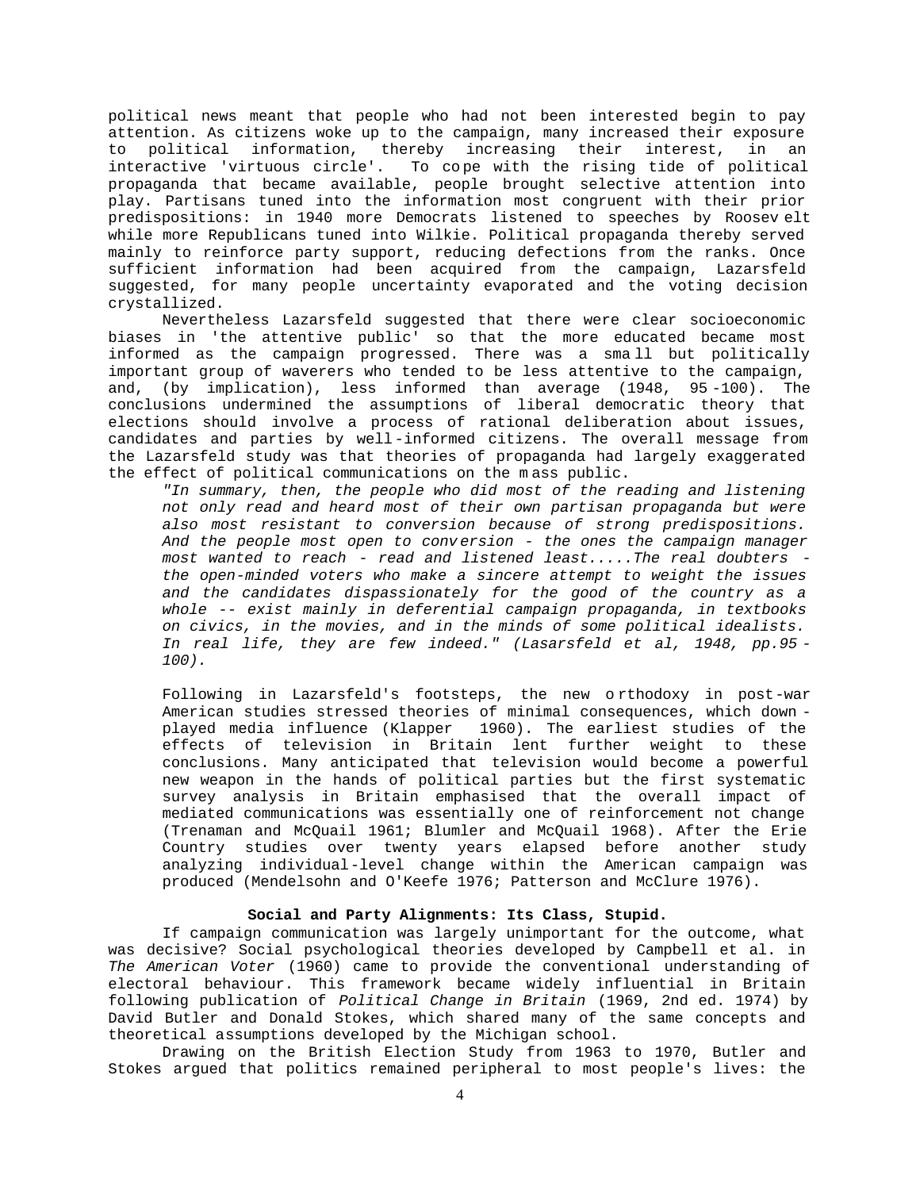political news meant that people who had not been interested begin to pay attention. As citizens woke up to the campaign, many increased their exposure to political information, thereby increasing their interest, in an interactive 'virtuous circle'. To cope with the rising tide of political propaganda that became available, people brought selective attention into play. Partisans tuned into the information most congruent with their prior predispositions: in 1940 more Democrats listened to speeches by Roosevelt while more Republicans tuned into Wilkie. Political propaganda thereby served mainly to reinforce party support, reducing defections from the ranks. Once sufficient information had been acquired from the campaign, Lazarsfeld suggested, for many people uncertainty evaporated and the voting decision crystallized.

Nevertheless Lazarsfeld suggested that there were clear socioeconomic biases in 'the attentive public' so that the more educated became most informed as the campaign progressed. There was a small but politically important group of waverers who tended to be less attentive to the campaign, and, (by implication), less informed than average (1948, 95-100). The conclusions undermined the assumptions of liberal democratic theory that elections should involve a process of rational deliberation about issues, candidates and parties by well-informed citizens. The overall message from the Lazarsfeld study was that theories of propaganda had largely exaggerated the effect of political communications on the mass public.

> *"In summary, then, the people who did most of the reading and listening not only read and heard most of their own partisan propaganda but were also most resistant to conversion because of strong predispositions. And the people most open to conversion - the ones the campaign manager most wanted to reach - read and listened least.....The real doubters - the open-minded voters who make a sincere attempt to weight the issues and the candidates dispassionately for the good of the country as a whole -- exist mainly in deferential campaign propaganda, in textbooks on civics, in the movies, and in the minds of some political idealists. In real life, they are few indeed." (Lasarsfeld et al, 1948, pp.95-100).*

Following in Lazarsfeld's footsteps, the new orthodoxy in post-war American studies stressed theories of minimal consequences, which down-played media influence (Klapper 1960). The earliest studies of the effects of television in Britain lent further weight to these conclusions. Many anticipated that television would become a powerful new weapon in the hands of political parties but the first systematic survey analysis in Britain emphasised that the overall impact of mediated communications was essentially one of reinforcement not change (Trenaman and McQuail 1961; Blumler and McQuail 1968). After the Erie Country studies over twenty years elapsed before another study analyzing individual-level change within the American campaign was produced (Mendelsohn and O'Keefe 1976; Patterson and McClure 1976).

**Social and Party Alignments: Its Class, Stupid.**

If campaign communication was largely unimportant for the outcome, what was decisive? Social psychological theories developed by Campbell et al. in *The American Voter* (1960) came to provide the conventional understanding of electoral behaviour. This framework became widely influential in Britain following publication of *Political Change in Britain* (1969, 2nd ed. 1974) by David Butler and Donald Stokes, which shared many of the same concepts and theoretical assumptions developed by the Michigan school.

Drawing on the British Election Study from 1963 to 1970, Butler and Stokes argued that politics remained peripheral to most people's lives: the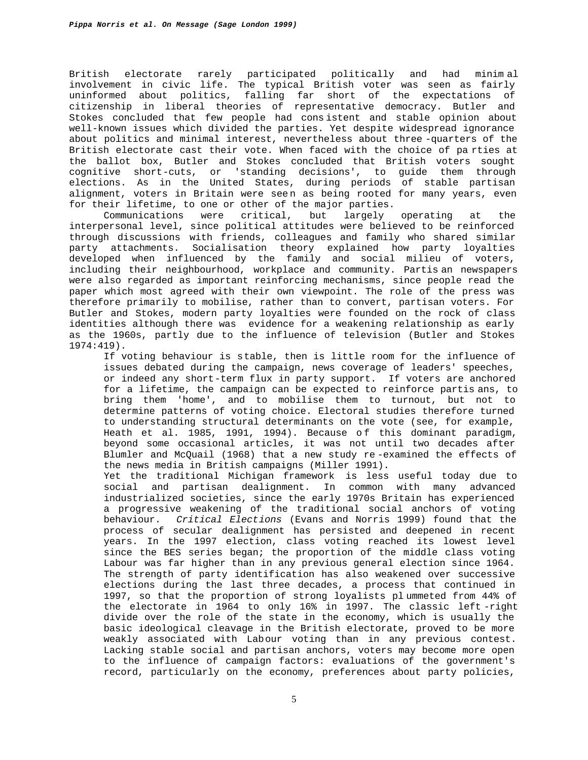British electorate rarely participated politically and had minimal involvement in civic life. The typical British voter was seen as fairly uninformed about politics, falling far short of the expectations of citizenship in liberal theories of representative democracy. Butler and Stokes concluded that few people had consistent and stable opinion about well-known issues which divided the parties. Yet despite widespread ignorance about politics and minimal interest, nevertheless about three-quarters of the British electorate cast their vote. When faced with the choice of parties at the ballot box, Butler and Stokes concluded that British voters sought cognitive short-cuts, or 'standing decisions', to guide them through elections. As in the United States, during periods of stable partisan alignment, voters in Britain were seen as being rooted for many years, even for their lifetime, to one or other of the major parties.

Communications were critical, but largely operating at the interpersonal level, since political attitudes were believed to be reinforced through discussions with friends, colleagues and family who shared similar party attachments. Socialisation theory explained how party loyalties developed when influenced by the family and social milieu of voters, including their neighbourhood, workplace and community. Partisan newspapers were also regarded as important reinforcing mechanisms, since people read the paper which most agreed with their own viewpoint. The role of the press was therefore primarily to mobilise, rather than to convert, partisan voters. For Butler and Stokes, modern party loyalties were founded on the rock of class identities although there was evidence for a weakening relationship as early as the 1960s, partly due to the influence of television (Butler and Stokes 1974:419).

If voting behaviour is stable, then is little room for the influence of issues debated during the campaign, news coverage of leaders' speeches, or indeed any short-term flux in party support. If voters are anchored for a lifetime, the campaign can be expected to reinforce partisans, to bring them 'home', and to mobilise them to turnout, but not to determine patterns of voting choice. Electoral studies therefore turned to understanding structural determinants on the vote (see, for example, Heath et al. 1985, 1991, 1994). Because of this dominant paradigm, beyond some occasional articles, it was not until two decades after Blumler and McQuail (1968) that a new study re-examined the effects of the news media in British campaigns (Miller 1991).

Yet the traditional Michigan framework is less useful today due to social and partisan dealignment. In common with many advanced industrialized societies, since the early 1970s Britain has experienced a progressive weakening of the traditional social anchors of voting behaviour. *Critical Elections* (Evans and Norris 1999) found that the process of secular dealignment has persisted and deepened in recent years. In the 1997 election, class voting reached its lowest level since the BES series began; the proportion of the middle class voting Labour was far higher than in any previous general election since 1964. The strength of party identification has also weakened over successive elections during the last three decades, a process that continued in 1997, so that the proportion of strong loyalists plummeted from 44% of the electorate in 1964 to only 16% in 1997. The classic left-right divide over the role of the state in the economy, which is usually the basic ideological cleavage in the British electorate, proved to be more weakly associated with Labour voting than in any previous contest. Lacking stable social and partisan anchors, voters may become more open to the influence of campaign factors: evaluations of the government's record, particularly on the economy, preferences about party policies,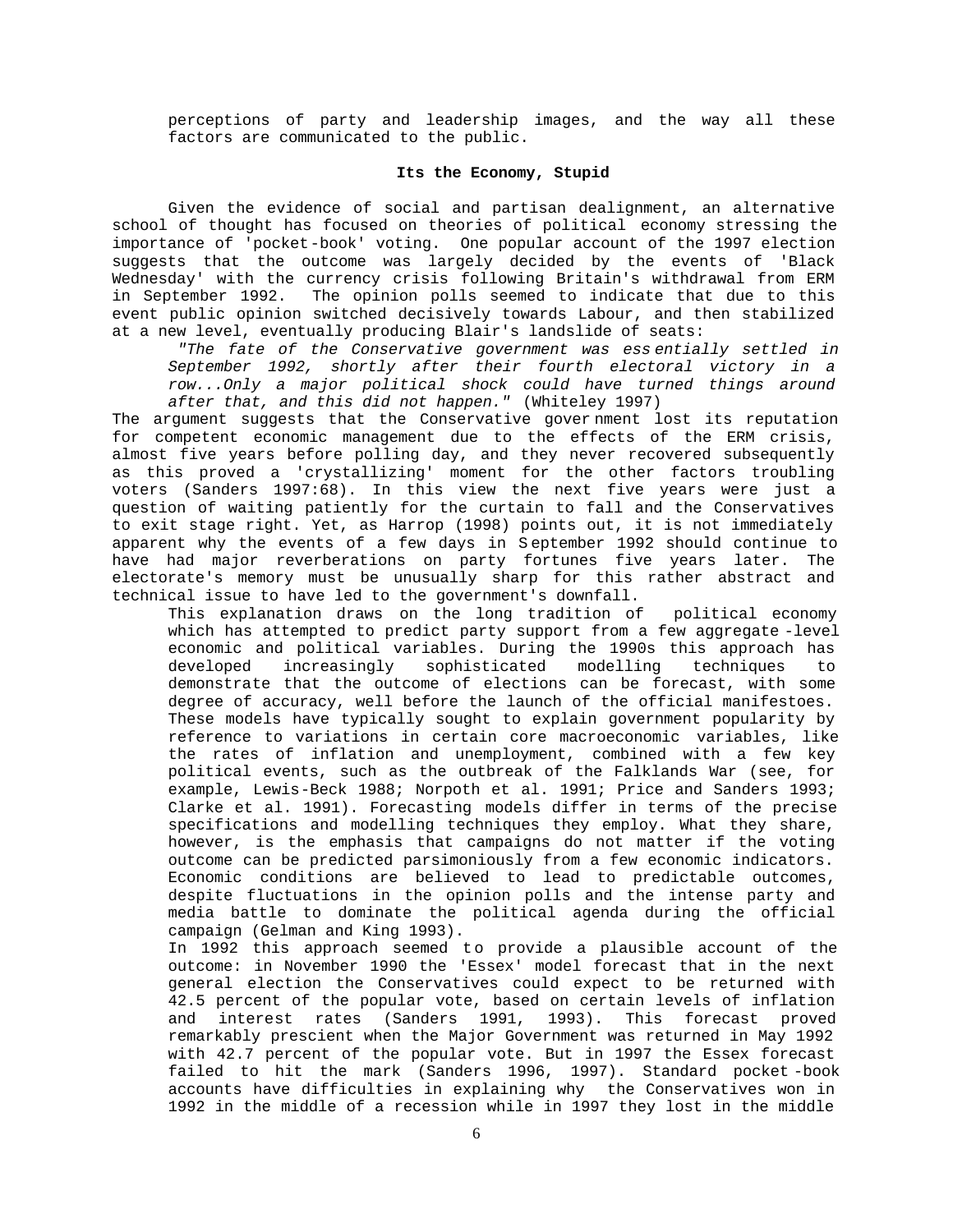perceptions of party and leadership images, and the way all these factors are communicated to the public.

### Its the Economy, Stupid

Given the evidence of social and partisan dealignment, an alternative school of thought has focused on theories of political economy stressing the importance of 'pocket-book' voting. One popular account of the 1997 election suggests that the outcome was largely decided by the events of 'Black Wednesday' with the currency crisis following Britain's withdrawal from ERM in September 1992. The opinion polls seemed to indicate that due to this event public opinion switched decisively towards Labour, and then stabilized at a new level, eventually producing Blair's landslide of seats:

> *"The fate of the Conservative government was essentially settled in September 1992, shortly after their fourth electoral victory in a row...Only a major political shock could have turned things around after that, and this did not happen."* (Whiteley 1997)

The argument suggests that the Conservative government lost its reputation for competent economic management due to the effects of the ERM crisis, almost five years before polling day, and they never recovered subsequently as this proved a 'crystallizing' moment for the other factors troubling voters (Sanders 1997:68). In this view the next five years were just a question of waiting patiently for the curtain to fall and the Conservatives to exit stage right. Yet, as Harrop (1998) points out, it is not immediately apparent why the events of a few days in September 1992 should continue to have had major reverberations on party fortunes five years later. The electorate's memory must be unusually sharp for this rather abstract and technical issue to have led to the government's downfall.

This explanation draws on the long tradition of political economy which has attempted to predict party support from a few aggregate-level economic and political variables. During the 1990s this approach has developed increasingly sophisticated modelling techniques to demonstrate that the outcome of elections can be forecast, with some degree of accuracy, well before the launch of the official manifestoes. These models have typically sought to explain government popularity by reference to variations in certain core macroeconomic variables, like the rates of inflation and unemployment, combined with a few key political events, such as the outbreak of the Falklands War (see, for example, Lewis-Beck 1988; Norpoth et al. 1991; Price and Sanders 1993; Clarke et al. 1991). Forecasting models differ in terms of the precise specifications and modelling techniques they employ. What they share, however, is the emphasis that campaigns do not matter if the voting outcome can be predicted parsimoniously from a few economic indicators. Economic conditions are believed to lead to predictable outcomes, despite fluctuations in the opinion polls and the intense party and media battle to dominate the political agenda during the official campaign (Gelman and King 1993).

In 1992 this approach seemed to provide a plausible account of the outcome: in November 1990 the 'Essex' model forecast that in the next general election the Conservatives could expect to be returned with 42.5 percent of the popular vote, based on certain levels of inflation and interest rates (Sanders 1991, 1993). This forecast proved remarkably prescient when the Major Government was returned in May 1992 with 42.7 percent of the popular vote. But in 1997 the Essex forecast failed to hit the mark (Sanders 1996, 1997). Standard pocket-book accounts have difficulties in explaining why the Conservatives won in 1992 in the middle of a recession while in 1997 they lost in the middle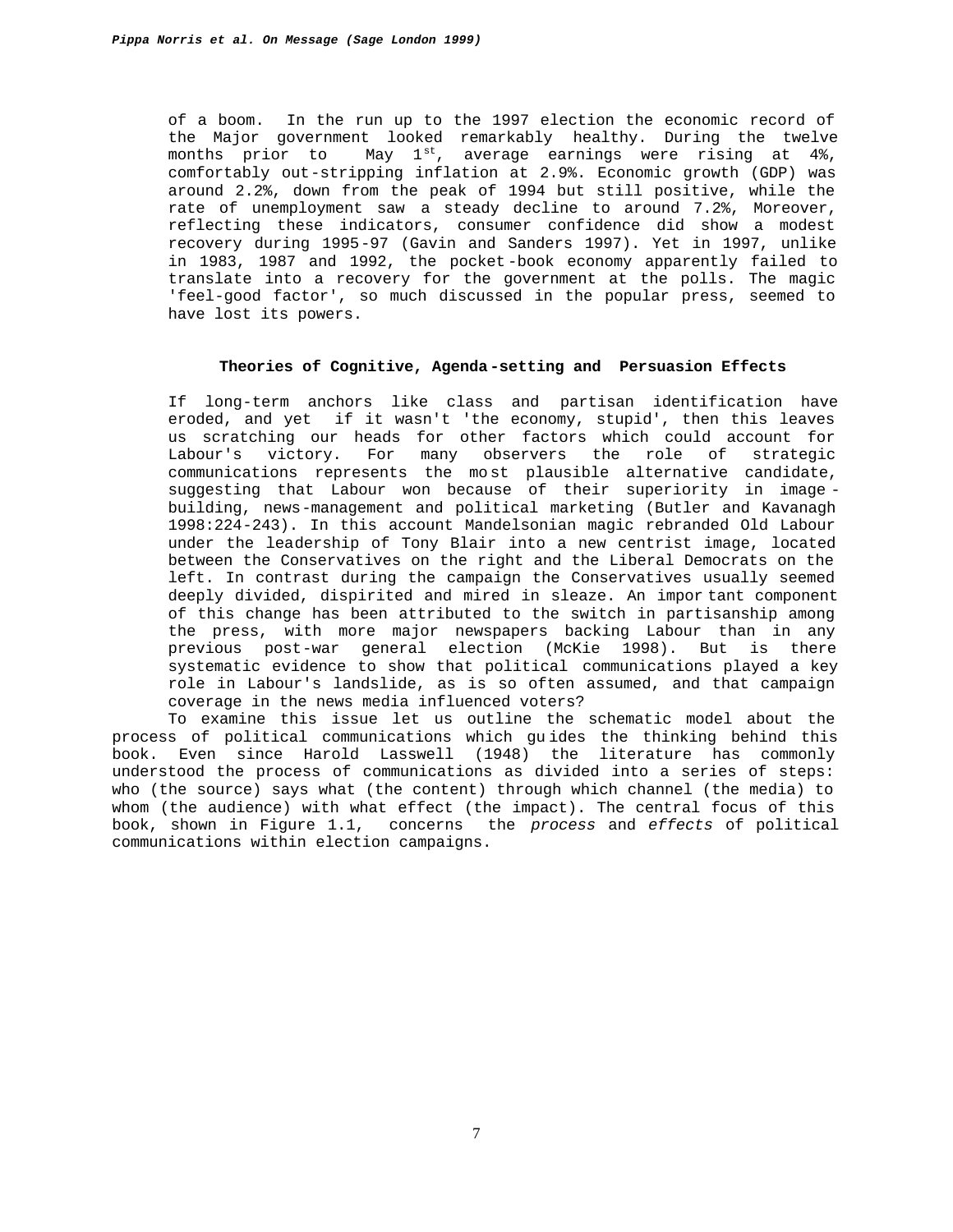of a boom. In the run up to the 1997 election the economic record of the Major government looked remarkably healthy. During the twelve months prior to May 1st, average earnings were rising at 4%, comfortably out-stripping inflation at 2.9%. Economic growth (GDP) was around 2.2%, down from the peak of 1994 but still positive, while the rate of unemployment saw a steady decline to around 7.2%, Moreover, reflecting these indicators, consumer confidence did show a modest recovery during 1995-97 (Gavin and Sanders 1997). Yet in 1997, unlike in 1983, 1987 and 1992, the pocket-book economy apparently failed to translate into a recovery for the government at the polls. The magic 'feel-good factor', so much discussed in the popular press, seemed to have lost its powers.

### Theories of Cognitive, Agenda-setting and Persuasion Effects

If long-term anchors like class and partisan identification have eroded, and yet if it wasn't 'the economy, stupid', then this leaves us scratching our heads for other factors which could account for Labour's victory. For many observers the role of strategic communications represents the most plausible alternative candidate, suggesting that Labour won because of their superiority in image-building, news-management and political marketing (Butler and Kavanagh 1998:224-243). In this account Mandelsonian magic rebranded Old Labour under the leadership of Tony Blair into a new centrist image, located between the Conservatives on the right and the Liberal Democrats on the left. In contrast during the campaign the Conservatives usually seemed deeply divided, dispirited and mired in sleaze. An important component of this change has been attributed to the switch in partisanship among the press, with more major newspapers backing Labour than in any previous post-war general election (McKie 1998). But is there systematic evidence to show that political communications played a key role in Labour's landslide, as is so often assumed, and that campaign coverage in the news media influenced voters?

To examine this issue let us outline the schematic model about the process of political communications which guides the thinking behind this book. Even since Harold Lasswell (1948) the literature has commonly understood the process of communications as divided into a series of steps: who (the source) says what (the content) through which channel (the media) to whom (the audience) with what effect (the impact). The central focus of this book, shown in Figure 1.1, concerns the *process* and *effects* of political communications within election campaigns.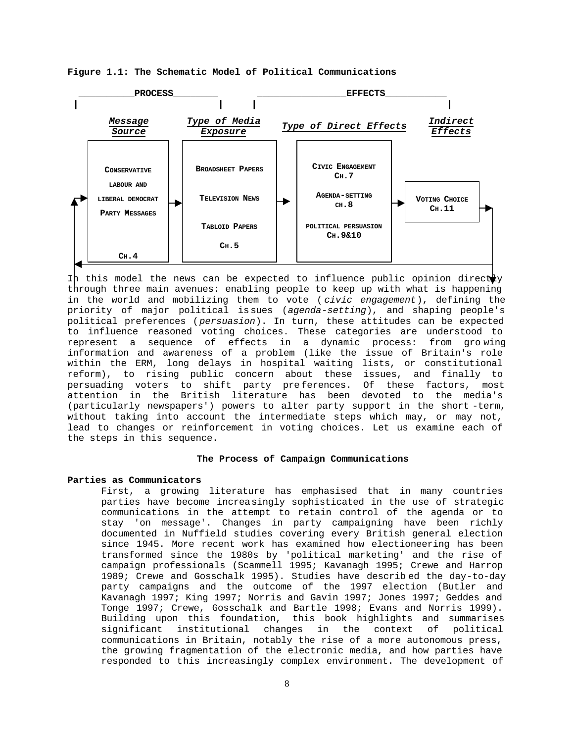**Figure 1.1: The Schematic Model of Political Communications**

| PROCESS | | EFFECTS | |
|---|---|---|---|
| *Message Source* | *Type of Media Exposure* | *Type of Direct Effects* | *Indirect Effects* |
| CONSERVATIVE LABOUR AND LIBERAL DEMOCRAT PARTY MESSAGES CH.4 | BROADSHEET PAPERS<br>TELEVISION NEWS<br>TABLOID PAPERS<br>CH.5 | CIVIC ENGAGEMENT CH.7<br>AGENDA-SETTING CH.8<br>POLITICAL PERSUASION CH.9&10 | VOTING CHOICE CH.11 |

In this model the news can be expected to influence public opinion directly through three main avenues: enabling people to keep up with what is happening in the world and mobilizing them to vote (*civic engagement*), defining the priority of major political issues (*agenda-setting*), and shaping people's political preferences (*persuasion*). In turn, these attitudes can be expected to influence reasoned voting choices. These categories are understood to represent a sequence of effects in a dynamic process: from growing information and awareness of a problem (like the issue of Britain's role within the ERM, long delays in hospital waiting lists, or constitutional reform), to rising public concern about these issues, and finally to persuading voters to shift party preferences. Of these factors, most attention in the British literature has been devoted to the media's (particularly newspapers') powers to alter party support in the short-term, without taking into account the intermediate steps which may, or may not, lead to changes or reinforcement in voting choices. Let us examine each of the steps in this sequence.

## The Process of Campaign Communications

### Parties as Communicators

First, a growing literature has emphasised that in many countries parties have become increasingly sophisticated in the use of strategic communications in the attempt to retain control of the agenda or to stay 'on message'. Changes in party campaigning have been richly documented in Nuffield studies covering every British general election since 1945. More recent work has examined how electioneering has been transformed since the 1980s by 'political marketing' and the rise of campaign professionals (Scammell 1995; Kavanagh 1995; Crewe and Harrop 1989; Crewe and Gosschalk 1995). Studies have described the day-to-day party campaigns and the outcome of the 1997 election (Butler and Kavanagh 1997; King 1997; Norris and Gavin 1997; Jones 1997; Geddes and Tonge 1997; Crewe, Gosschalk and Bartle 1998; Evans and Norris 1999). Building upon this foundation, this book highlights and summarises significant institutional changes in the context of political communications in Britain, notably the rise of a more autonomous press, the growing fragmentation of the electronic media, and how parties have responded to this increasingly complex environment. The development of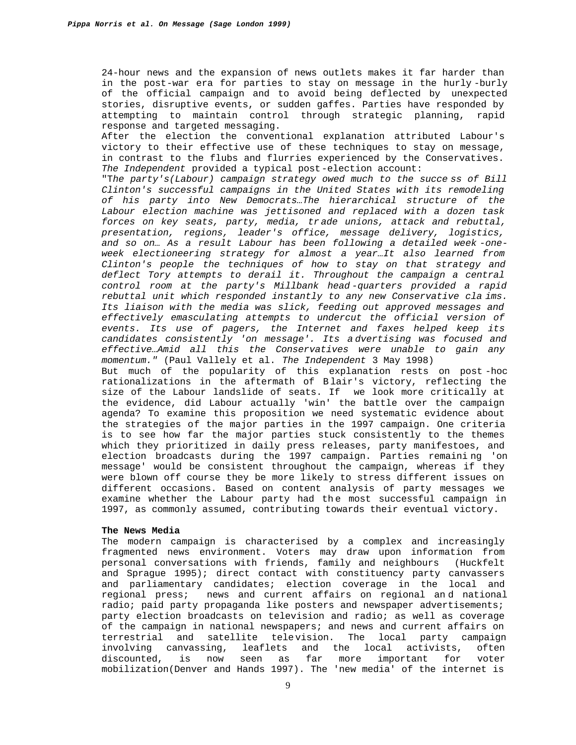24-hour news and the expansion of news outlets makes it far harder than in the post-war era for parties to stay on message in the hurly-burly of the official campaign and to avoid being deflected by unexpected stories, disruptive events, or sudden gaffes. Parties have responded by attempting to maintain control through strategic planning, rapid response and targeted messaging.

After the election the conventional explanation attributed Labour's victory to their effective use of these techniques to stay on message, in contrast to the flubs and flurries experienced by the Conservatives. *The Independent* provided a typical post-election account:

"*The party's(Labour) campaign strategy owed much to the success of Bill Clinton's successful campaigns in the United States with its remodeling of his party into New Democrats…The hierarchical structure of the Labour election machine was jettisoned and replaced with a dozen task forces on key seats, party, media, trade unions, attack and rebuttal, presentation, regions, leader's office, message delivery, logistics, and so on… As a result Labour has been following a detailed week-one-week electioneering strategy for almost a year…It also learned from Clinton's people the techniques of how to stay on that strategy and deflect Tory attempts to derail it. Throughout the campaign a central control room at the party's Millbank head-quarters provided a rapid rebuttal unit which responded instantly to any new Conservative claims. Its liaison with the media was slick, feeding out approved messages and effectively emasculating attempts to undercut the official version of events. Its use of pagers, the Internet and faxes helped keep its candidates consistently 'on message'. Its advertising was focused and effective…Amid all this the Conservatives were unable to gain any momentum.*" (Paul Vallely et al. *The Independent* 3 May 1998)

But much of the popularity of this explanation rests on post-hoc rationalizations in the aftermath of Blair's victory, reflecting the size of the Labour landslide of seats. If we look more critically at the evidence, did Labour actually 'win' the battle over the campaign agenda? To examine this proposition we need systematic evidence about the strategies of the major parties in the 1997 campaign. One criteria is to see how far the major parties stuck consistently to the themes which they prioritized in daily press releases, party manifestoes, and election broadcasts during the 1997 campaign. Parties remaining 'on message' would be consistent throughout the campaign, whereas if they were blown off course they be more likely to stress different issues on different occasions. Based on content analysis of party messages we examine whether the Labour party had the most successful campaign in 1997, as commonly assumed, contributing towards their eventual victory.

**The News Media**

The modern campaign is characterised by a complex and increasingly fragmented news environment. Voters may draw upon information from personal conversations with friends, family and neighbours (Huckfelt and Sprague 1995); direct contact with constituency party canvassers and parliamentary candidates; election coverage in the local and regional press; news and current affairs on regional and national radio; paid party propaganda like posters and newspaper advertisements; party election broadcasts on television and radio; as well as coverage of the campaign in national newspapers; and news and current affairs on terrestrial and satellite television. The local party campaign involving canvassing, leaflets and the local activists, often discounted, is now seen as far more important for voter mobilization(Denver and Hands 1997). The 'new media' of the internet is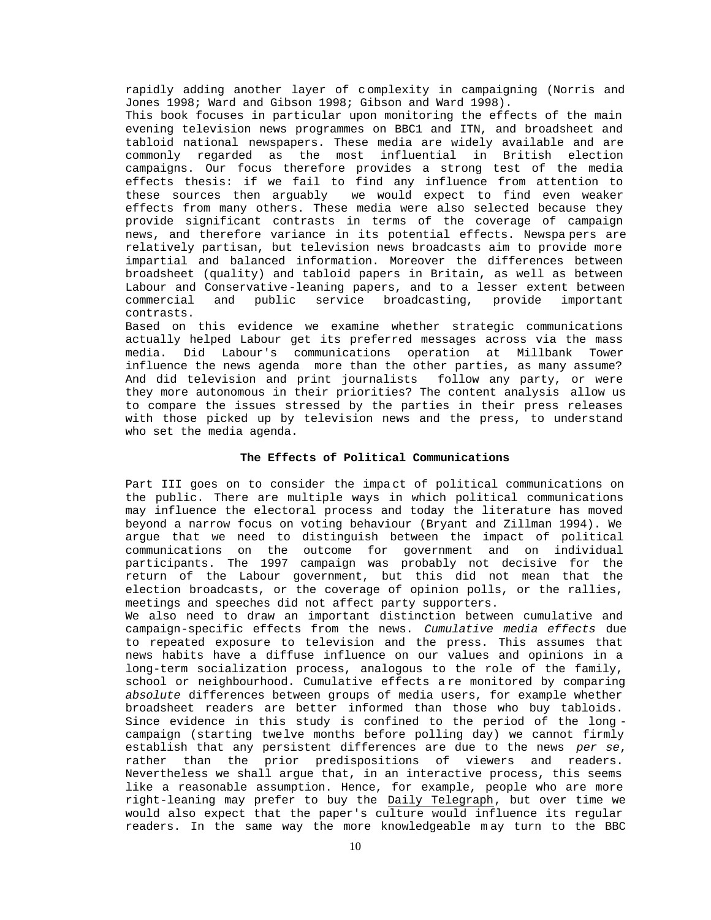rapidly adding another layer of complexity in campaigning (Norris and Jones 1998; Ward and Gibson 1998; Gibson and Ward 1998).

This book focuses in particular upon monitoring the effects of the main evening television news programmes on BBC1 and ITN, and broadsheet and tabloid national newspapers. These media are widely available and are commonly regarded as the most influential in British election campaigns. Our focus therefore provides a strong test of the media effects thesis: if we fail to find any influence from attention to these sources then arguably we would expect to find even weaker effects from many others. These media were also selected because they provide significant contrasts in terms of the coverage of campaign news, and therefore variance in its potential effects. Newspapers are relatively partisan, but television news broadcasts aim to provide more impartial and balanced information. Moreover the differences between broadsheet (quality) and tabloid papers in Britain, as well as between Labour and Conservative-leaning papers, and to a lesser extent between commercial and public service broadcasting, provide important contrasts.

Based on this evidence we examine whether strategic communications actually helped Labour get its preferred messages across via the mass media. Did Labour's communications operation at Millbank Tower influence the news agenda more than the other parties, as many assume? And did television and print journalists follow any party, or were they more autonomous in their priorities? The content analysis allow us to compare the issues stressed by the parties in their press releases with those picked up by television news and the press, to understand who set the media agenda.

## The Effects of Political Communications

Part III goes on to consider the impact of political communications on the public. There are multiple ways in which political communications may influence the electoral process and today the literature has moved beyond a narrow focus on voting behaviour (Bryant and Zillman 1994). We argue that we need to distinguish between the impact of political communications on the outcome for government and on individual participants. The 1997 campaign was probably not decisive for the return of the Labour government, but this did not mean that the election broadcasts, or the coverage of opinion polls, or the rallies, meetings and speeches did not affect party supporters.

We also need to draw an important distinction between cumulative and campaign-specific effects from the news. *Cumulative media effects* due to repeated exposure to television and the press. This assumes that news habits have a diffuse influence on our values and opinions in a long-term socialization process, analogous to the role of the family, school or neighbourhood. Cumulative effects are monitored by comparing *absolute* differences between groups of media users, for example whether broadsheet readers are better informed than those who buy tabloids. Since evidence in this study is confined to the period of the long-campaign (starting twelve months before polling day) we cannot firmly establish that any persistent differences are due to the news *per se*, rather than the prior predispositions of viewers and readers. Nevertheless we shall argue that, in an interactive process, this seems like a reasonable assumption. Hence, for example, people who are more right-leaning may prefer to buy the Daily Telegraph, but over time we would also expect that the paper's culture would influence its regular readers. In the same way the more knowledgeable may turn to the BBC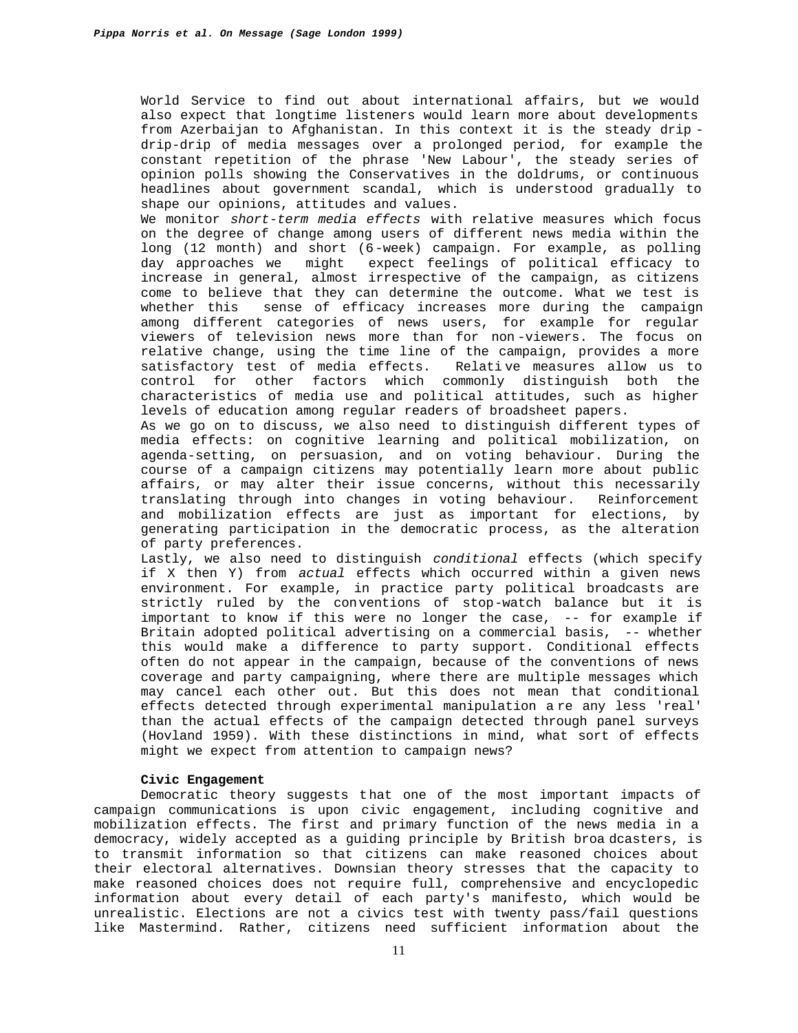World Service to find out about international affairs, but we would also expect that longtime listeners would learn more about developments from Azerbaijan to Afghanistan. In this context it is the steady drip-drip-drip of media messages over a prolonged period, for example the constant repetition of the phrase 'New Labour', the steady series of opinion polls showing the Conservatives in the doldrums, or continuous headlines about government scandal, which is understood gradually to shape our opinions, attitudes and values.

We monitor *short-term media effects* with relative measures which focus on the degree of change among users of different news media within the long (12 month) and short (6-week) campaign. For example, as polling day approaches we might expect feelings of political efficacy to increase in general, almost irrespective of the campaign, as citizens come to believe that they can determine the outcome. What we test is whether this sense of efficacy increases more during the campaign among different categories of news users, for example for regular viewers of television news more than for non-viewers. The focus on relative change, using the time line of the campaign, provides a more satisfactory test of media effects. Relative measures allow us to control for other factors which commonly distinguish both the characteristics of media use and political attitudes, such as higher levels of education among regular readers of broadsheet papers.

As we go on to discuss, we also need to distinguish different types of media effects: on cognitive learning and political mobilization, on agenda-setting, on persuasion, and on voting behaviour. During the course of a campaign citizens may potentially learn more about public affairs, or may alter their issue concerns, without this necessarily translating through into changes in voting behaviour. Reinforcement and mobilization effects are just as important for elections, by generating participation in the democratic process, as the alteration of party preferences.

Lastly, we also need to distinguish *conditional* effects (which specify if X then Y) from *actual* effects which occurred within a given news environment. For example, in practice party political broadcasts are strictly ruled by the conventions of stop-watch balance but it is important to know if this were no longer the case, -- for example if Britain adopted political advertising on a commercial basis, -- whether this would make a difference to party support. Conditional effects often do not appear in the campaign, because of the conventions of news coverage and party campaigning, where there are multiple messages which may cancel each other out. But this does not mean that conditional effects detected through experimental manipulation are any less 'real' than the actual effects of the campaign detected through panel surveys (Hovland 1959). With these distinctions in mind, what sort of effects might we expect from attention to campaign news?

**Civic Engagement**

Democratic theory suggests that one of the most important impacts of campaign communications is upon civic engagement, including cognitive and mobilization effects. The first and primary function of the news media in a democracy, widely accepted as a guiding principle by British broadcasters, is to transmit information so that citizens can make reasoned choices about their electoral alternatives. Downsian theory stresses that the capacity to make reasoned choices does not require full, comprehensive and encyclopedic information about every detail of each party's manifesto, which would be unrealistic. Elections are not a civics test with twenty pass/fail questions like Mastermind. Rather, citizens need sufficient information about the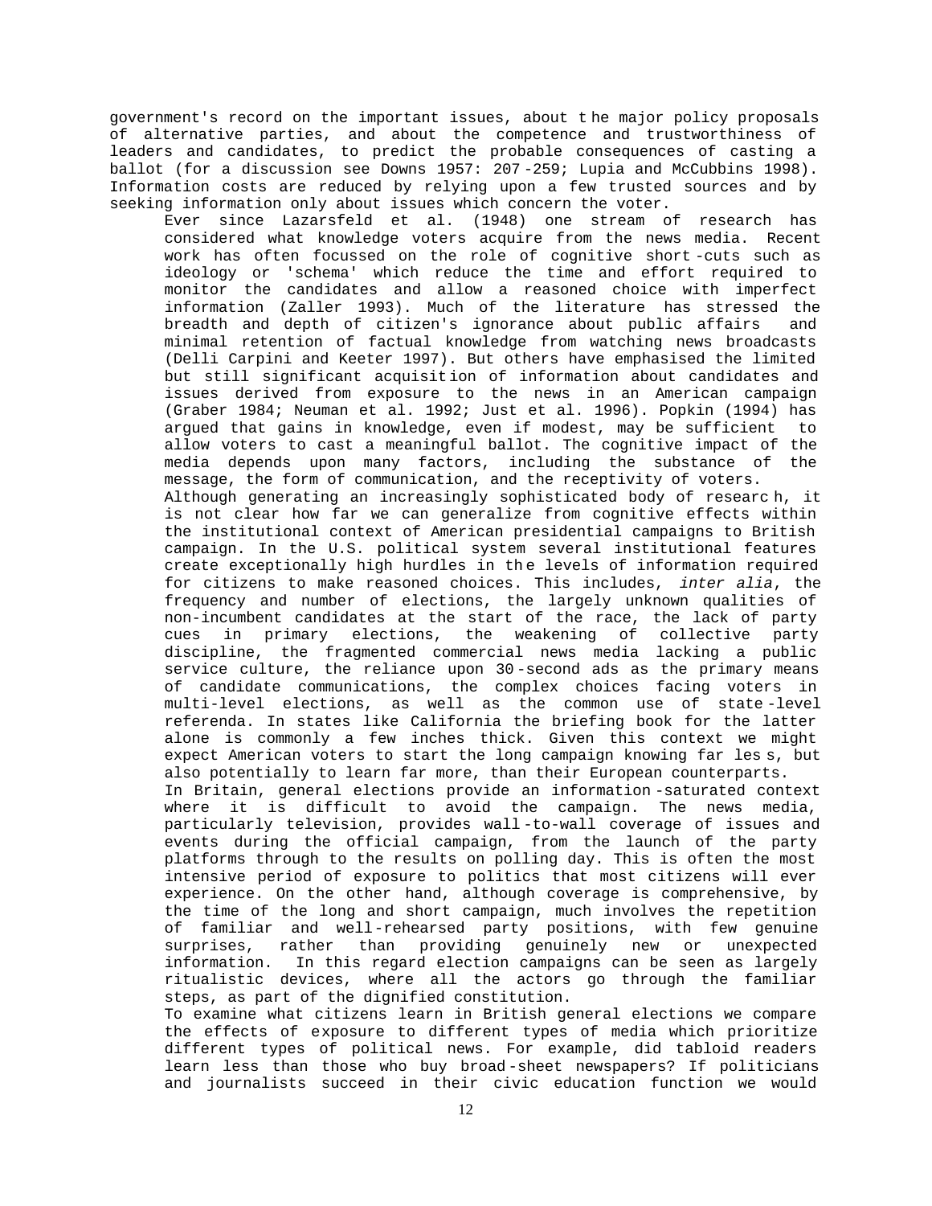government's record on the important issues, about the major policy proposals of alternative parties, and about the competence and trustworthiness of leaders and candidates, to predict the probable consequences of casting a ballot (for a discussion see Downs 1957: 207-259; Lupia and McCubbins 1998). Information costs are reduced by relying upon a few trusted sources and by seeking information only about issues which concern the voter.

Ever since Lazarsfeld et al. (1948) one stream of research has considered what knowledge voters acquire from the news media. Recent work has often focussed on the role of cognitive short-cuts such as ideology or 'schema' which reduce the time and effort required to monitor the candidates and allow a reasoned choice with imperfect information (Zaller 1993). Much of the literature has stressed the breadth and depth of citizen's ignorance about public affairs and minimal retention of factual knowledge from watching news broadcasts (Delli Carpini and Keeter 1997). But others have emphasised the limited but still significant acquisition of information about candidates and issues derived from exposure to the news in an American campaign (Graber 1984; Neuman et al. 1992; Just et al. 1996). Popkin (1994) has argued that gains in knowledge, even if modest, may be sufficient to allow voters to cast a meaningful ballot. The cognitive impact of the media depends upon many factors, including the substance of the message, the form of communication, and the receptivity of voters.

Although generating an increasingly sophisticated body of research, it is not clear how far we can generalize from cognitive effects within the institutional context of American presidential campaigns to British campaign. In the U.S. political system several institutional features create exceptionally high hurdles in the levels of information required for citizens to make reasoned choices. This includes, *inter alia*, the frequency and number of elections, the largely unknown qualities of non-incumbent candidates at the start of the race, the lack of party cues in primary elections, the weakening of collective party discipline, the fragmented commercial news media lacking a public service culture, the reliance upon 30-second ads as the primary means of candidate communications, the complex choices facing voters in multi-level elections, as well as the common use of state-level referenda. In states like California the briefing book for the latter alone is commonly a few inches thick. Given this context we might expect American voters to start the long campaign knowing far less, but also potentially to learn far more, than their European counterparts.

In Britain, general elections provide an information-saturated context where it is difficult to avoid the campaign. The news media, particularly television, provides wall-to-wall coverage of issues and events during the official campaign, from the launch of the party platforms through to the results on polling day. This is often the most intensive period of exposure to politics that most citizens will ever experience. On the other hand, although coverage is comprehensive, by the time of the long and short campaign, much involves the repetition of familiar and well-rehearsed party positions, with few genuine surprises, rather than providing genuinely new or unexpected information. In this regard election campaigns can be seen as largely ritualistic devices, where all the actors go through the familiar steps, as part of the dignified constitution.

To examine what citizens learn in British general elections we compare the effects of exposure to different types of media which prioritize different types of political news. For example, did tabloid readers learn less than those who buy broad-sheet newspapers? If politicians and journalists succeed in their civic education function we would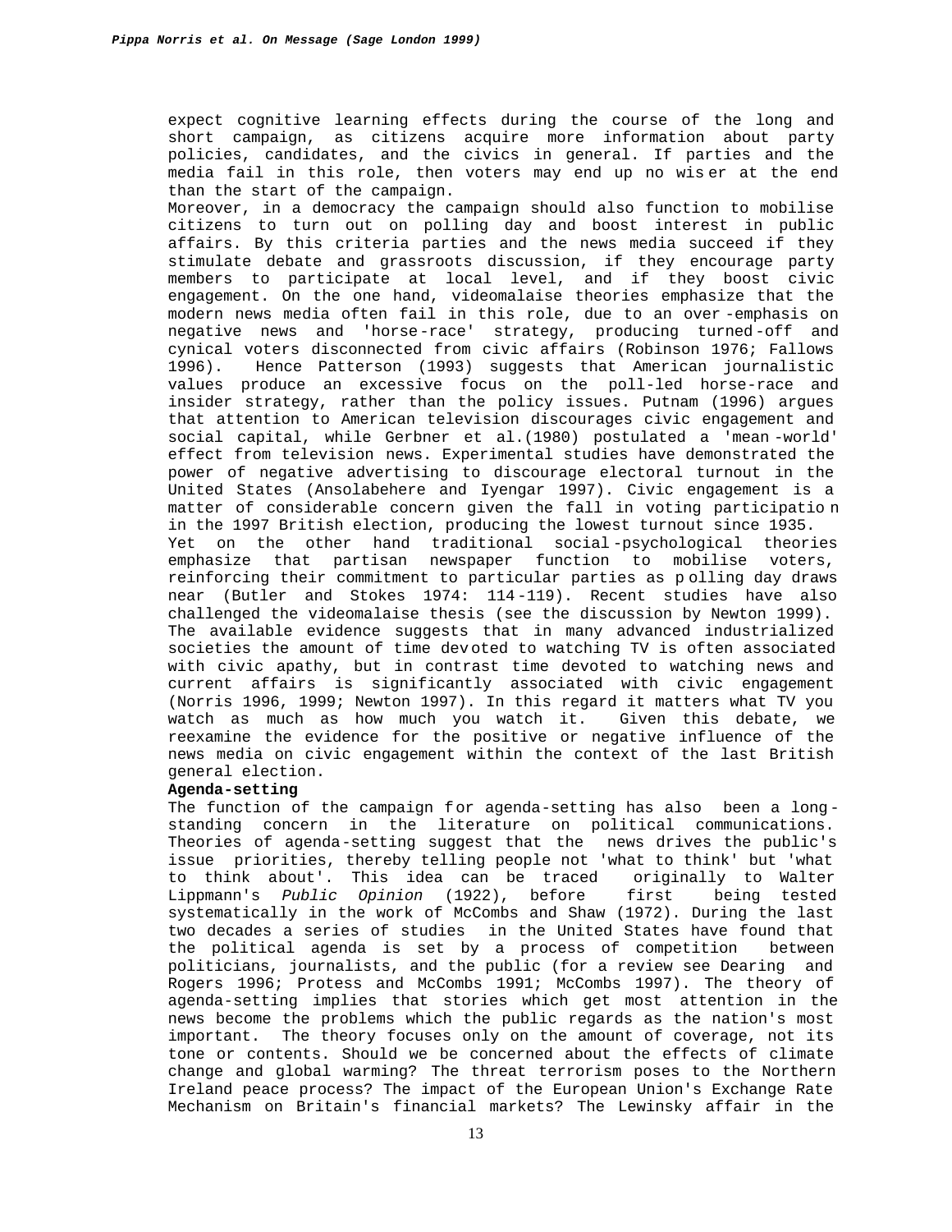expect cognitive learning effects during the course of the long and short campaign, as citizens acquire more information about party policies, candidates, and the civics in general. If parties and the media fail in this role, then voters may end up no wiser at the end than the start of the campaign.

Moreover, in a democracy the campaign should also function to mobilise citizens to turn out on polling day and boost interest in public affairs. By this criteria parties and the news media succeed if they stimulate debate and grassroots discussion, if they encourage party members to participate at local level, and if they boost civic engagement. On the one hand, videomalaise theories emphasize that the modern news media often fail in this role, due to an over-emphasis on negative news and 'horse-race' strategy, producing turned-off and cynical voters disconnected from civic affairs (Robinson 1976; Fallows 1996). Hence Patterson (1993) suggests that American journalistic values produce an excessive focus on the poll-led horse-race and insider strategy, rather than the policy issues. Putnam (1996) argues that attention to American television discourages civic engagement and social capital, while Gerbner et al.(1980) postulated a 'mean-world' effect from television news. Experimental studies have demonstrated the power of negative advertising to discourage electoral turnout in the United States (Ansolabehere and Iyengar 1997). Civic engagement is a matter of considerable concern given the fall in voting participation in the 1997 British election, producing the lowest turnout since 1935.

Yet on the other hand traditional social-psychological theories emphasize that partisan newspaper function to mobilise voters, reinforcing their commitment to particular parties as polling day draws near (Butler and Stokes 1974: 114-119). Recent studies have also challenged the videomalaise thesis (see the discussion by Newton 1999). The available evidence suggests that in many advanced industrialized societies the amount of time devoted to watching TV is often associated with civic apathy, but in contrast time devoted to watching news and current affairs is significantly associated with civic engagement (Norris 1996, 1999; Newton 1997). In this regard it matters what TV you watch as much as how much you watch it. Given this debate, we reexamine the evidence for the positive or negative influence of the news media on civic engagement within the context of the last British general election.

**Agenda-setting**

The function of the campaign for agenda-setting has also been a long-standing concern in the literature on political communications. Theories of agenda-setting suggest that the news drives the public's issue priorities, thereby telling people not 'what to think' but 'what to think about'. This idea can be traced originally to Walter Lippmann's *Public Opinion* (1922), before first being tested systematically in the work of McCombs and Shaw (1972). During the last two decades a series of studies in the United States have found that the political agenda is set by a process of competition between politicians, journalists, and the public (for a review see Dearing and Rogers 1996; Protess and McCombs 1991; McCombs 1997). The theory of agenda-setting implies that stories which get most attention in the news become the problems which the public regards as the nation's most important. The theory focuses only on the amount of coverage, not its tone or contents. Should we be concerned about the effects of climate change and global warming? The threat terrorism poses to the Northern Ireland peace process? The impact of the European Union's Exchange Rate Mechanism on Britain's financial markets? The Lewinsky affair in the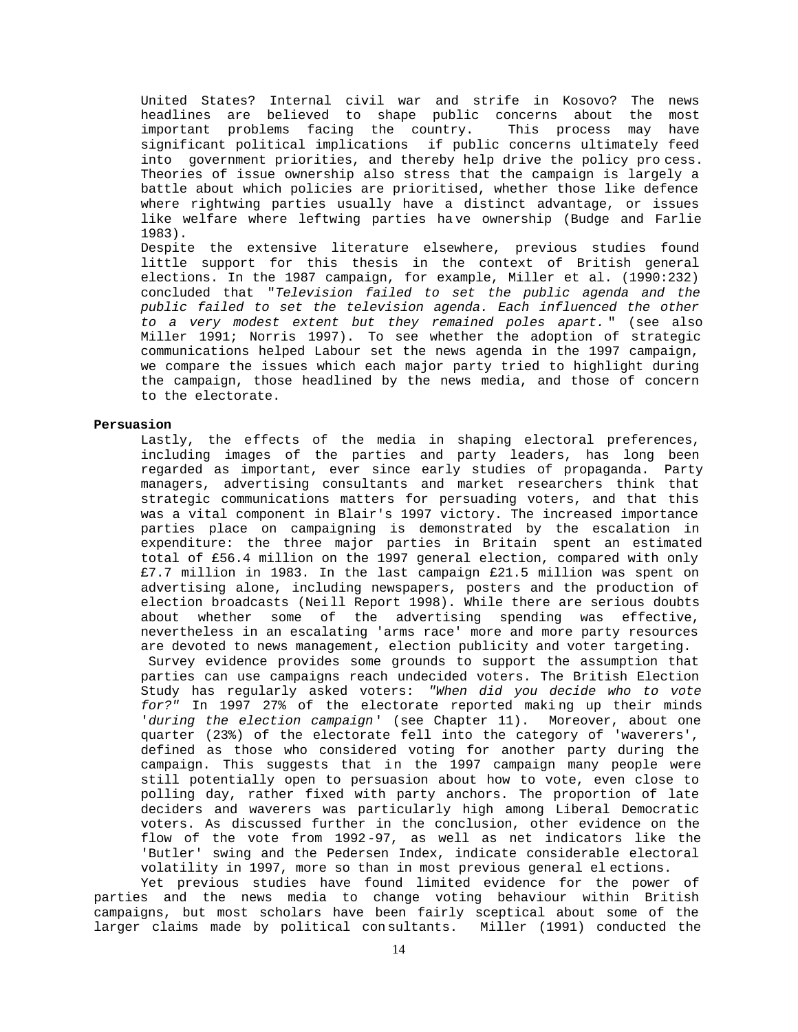United States? Internal civil war and strife in Kosovo? The news headlines are believed to shape public concerns about the most important problems facing the country. This process may have significant political implications if public concerns ultimately feed into government priorities, and thereby help drive the policy process. Theories of issue ownership also stress that the campaign is largely a battle about which policies are prioritised, whether those like defence where rightwing parties usually have a distinct advantage, or issues like welfare where leftwing parties have ownership (Budge and Farlie 1983).

Despite the extensive literature elsewhere, previous studies found little support for this thesis in the context of British general elections. In the 1987 campaign, for example, Miller et al. (1990:232) concluded that "*Television failed to set the public agenda and the public failed to set the television agenda. Each influenced the other to a very modest extent but they remained poles apart.*" (see also Miller 1991; Norris 1997). To see whether the adoption of strategic communications helped Labour set the news agenda in the 1997 campaign, we compare the issues which each major party tried to highlight during the campaign, those headlined by the news media, and those of concern to the electorate.

**Persuasion**

Lastly, the effects of the media in shaping electoral preferences, including images of the parties and party leaders, has long been regarded as important, ever since early studies of propaganda. Party managers, advertising consultants and market researchers think that strategic communications matters for persuading voters, and that this was a vital component in Blair's 1997 victory. The increased importance parties place on campaigning is demonstrated by the escalation in expenditure: the three major parties in Britain spent an estimated total of £56.4 million on the 1997 general election, compared with only £7.7 million in 1983. In the last campaign £21.5 million was spent on advertising alone, including newspapers, posters and the production of election broadcasts (Neill Report 1998). While there are serious doubts about whether some of the advertising spending was effective, nevertheless in an escalating 'arms race' more and more party resources are devoted to news management, election publicity and voter targeting.

Survey evidence provides some grounds to support the assumption that parties can use campaigns reach undecided voters. The British Election Study has regularly asked voters: *"When did you decide who to vote for?"* In 1997 27% of the electorate reported making up their minds '*during the election campaign*' (see Chapter 11). Moreover, about one quarter (23%) of the electorate fell into the category of 'waverers', defined as those who considered voting for another party during the campaign. This suggests that in the 1997 campaign many people were still potentially open to persuasion about how to vote, even close to polling day, rather fixed with party anchors. The proportion of late deciders and waverers was particularly high among Liberal Democratic voters. As discussed further in the conclusion, other evidence on the flow of the vote from 1992-97, as well as net indicators like the 'Butler' swing and the Pedersen Index, indicate considerable electoral volatility in 1997, more so than in most previous general elections.

Yet previous studies have found limited evidence for the power of parties and the news media to change voting behaviour within British campaigns, but most scholars have been fairly sceptical about some of the larger claims made by political consultants. Miller (1991) conducted the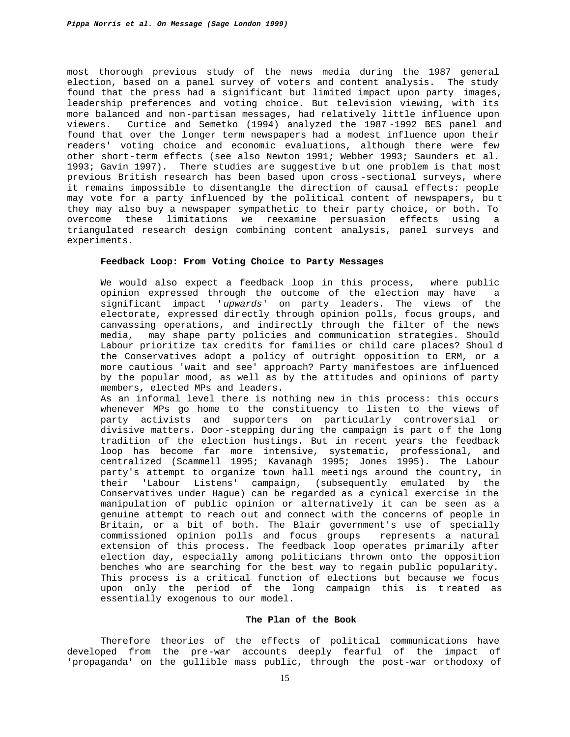most thorough previous study of the news media during the 1987 general election, based on a panel survey of voters and content analysis. The study found that the press had a significant but limited impact upon party images, leadership preferences and voting choice. But television viewing, with its more balanced and non-partisan messages, had relatively little influence upon viewers. Curtice and Semetko (1994) analyzed the 1987-1992 BES panel and found that over the longer term newspapers had a modest influence upon their readers' voting choice and economic evaluations, although there were few other short-term effects (see also Newton 1991; Webber 1993; Saunders et al. 1993; Gavin 1997). There studies are suggestive but one problem is that most previous British research has been based upon cross-sectional surveys, where it remains impossible to disentangle the direction of causal effects: people may vote for a party influenced by the political content of newspapers, but they may also buy a newspaper sympathetic to their party choice, or both. To overcome these limitations we reexamine persuasion effects using a triangulated research design combining content analysis, panel surveys and experiments.

### Feedback Loop: From Voting Choice to Party Messages

We would also expect a feedback loop in this process, where public opinion expressed through the outcome of the election may have a significant impact '*upwards*' on party leaders. The views of the electorate, expressed directly through opinion polls, focus groups, and canvassing operations, and indirectly through the filter of the news media, may shape party policies and communication strategies. Should Labour prioritize tax credits for families or child care places? Should the Conservatives adopt a policy of outright opposition to ERM, or a more cautious 'wait and see' approach? Party manifestoes are influenced by the popular mood, as well as by the attitudes and opinions of party members, elected MPs and leaders.

As an informal level there is nothing new in this process: this occurs whenever MPs go home to the constituency to listen to the views of party activists and supporters on particularly controversial or divisive matters. Door-stepping during the campaign is part of the long tradition of the election hustings. But in recent years the feedback loop has become far more intensive, systematic, professional, and centralized (Scammell 1995; Kavanagh 1995; Jones 1995). The Labour party's attempt to organize town hall meetings around the country, in their 'Labour Listens' campaign, (subsequently emulated by the Conservatives under Hague) can be regarded as a cynical exercise in the manipulation of public opinion or alternatively it can be seen as a genuine attempt to reach out and connect with the concerns of people in Britain, or a bit of both. The Blair government's use of specially commissioned opinion polls and focus groups represents a natural extension of this process. The feedback loop operates primarily after election day, especially among politicians thrown onto the opposition benches who are searching for the best way to regain public popularity. This process is a critical function of elections but because we focus upon only the period of the long campaign this is treated as essentially exogenous to our model.

### The Plan of the Book

Therefore theories of the effects of political communications have developed from the pre-war accounts deeply fearful of the impact of 'propaganda' on the gullible mass public, through the post-war orthodoxy of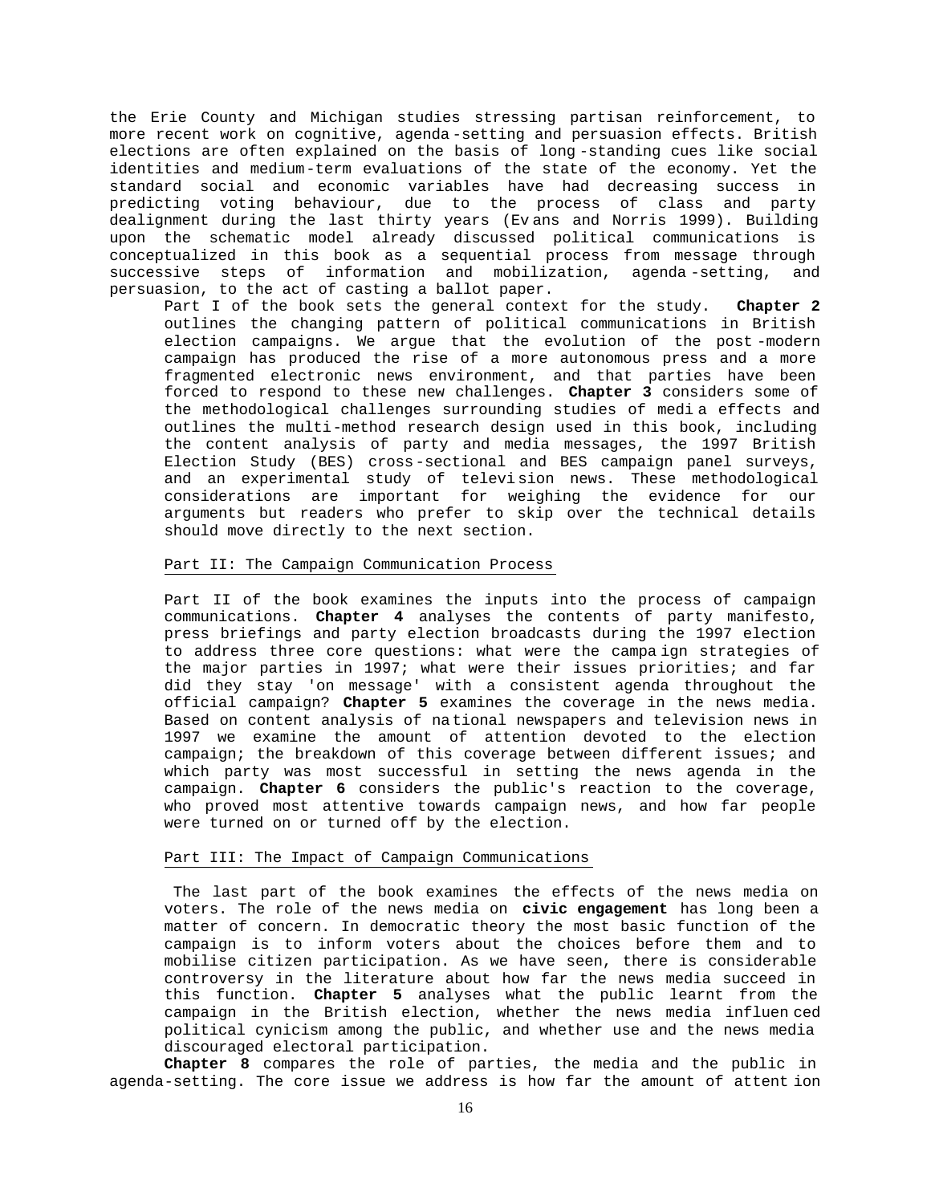the Erie County and Michigan studies stressing partisan reinforcement, to more recent work on cognitive, agenda-setting and persuasion effects. British elections are often explained on the basis of long-standing cues like social identities and medium-term evaluations of the state of the economy. Yet the standard social and economic variables have had decreasing success in predicting voting behaviour, due to the process of class and party dealignment during the last thirty years (Evans and Norris 1999). Building upon the schematic model already discussed political communications is conceptualized in this book as a sequential process from message through successive steps of information and mobilization, agenda-setting, and persuasion, to the act of casting a ballot paper.

Part I of the book sets the general context for the study. **Chapter 2** outlines the changing pattern of political communications in British election campaigns. We argue that the evolution of the post-modern campaign has produced the rise of a more autonomous press and a more fragmented electronic news environment, and that parties have been forced to respond to these new challenges. **Chapter 3** considers some of the methodological challenges surrounding studies of media effects and outlines the multi-method research design used in this book, including the content analysis of party and media messages, the 1997 British Election Study (BES) cross-sectional and BES campaign panel surveys, and an experimental study of television news. These methodological considerations are important for weighing the evidence for our arguments but readers who prefer to skip over the technical details should move directly to the next section.

## Part II: The Campaign Communication Process

Part II of the book examines the inputs into the process of campaign communications. **Chapter 4** analyses the contents of party manifesto, press briefings and party election broadcasts during the 1997 election to address three core questions: what were the campaign strategies of the major parties in 1997; what were their issues priorities; and far did they stay 'on message' with a consistent agenda throughout the official campaign? **Chapter 5** examines the coverage in the news media. Based on content analysis of national newspapers and television news in 1997 we examine the amount of attention devoted to the election campaign; the breakdown of this coverage between different issues; and which party was most successful in setting the news agenda in the campaign. **Chapter 6** considers the public's reaction to the coverage, who proved most attentive towards campaign news, and how far people were turned on or turned off by the election.

## Part III: The Impact of Campaign Communications

The last part of the book examines the effects of the news media on voters. The role of the news media on **civic engagement** has long been a matter of concern. In democratic theory the most basic function of the campaign is to inform voters about the choices before them and to mobilise citizen participation. As we have seen, there is considerable controversy in the literature about how far the news media succeed in this function. **Chapter 5** analyses what the public learnt from the campaign in the British election, whether the news media influenced political cynicism among the public, and whether use and the news media discouraged electoral participation.

**Chapter 8** compares the role of parties, the media and the public in agenda-setting. The core issue we address is how far the amount of attention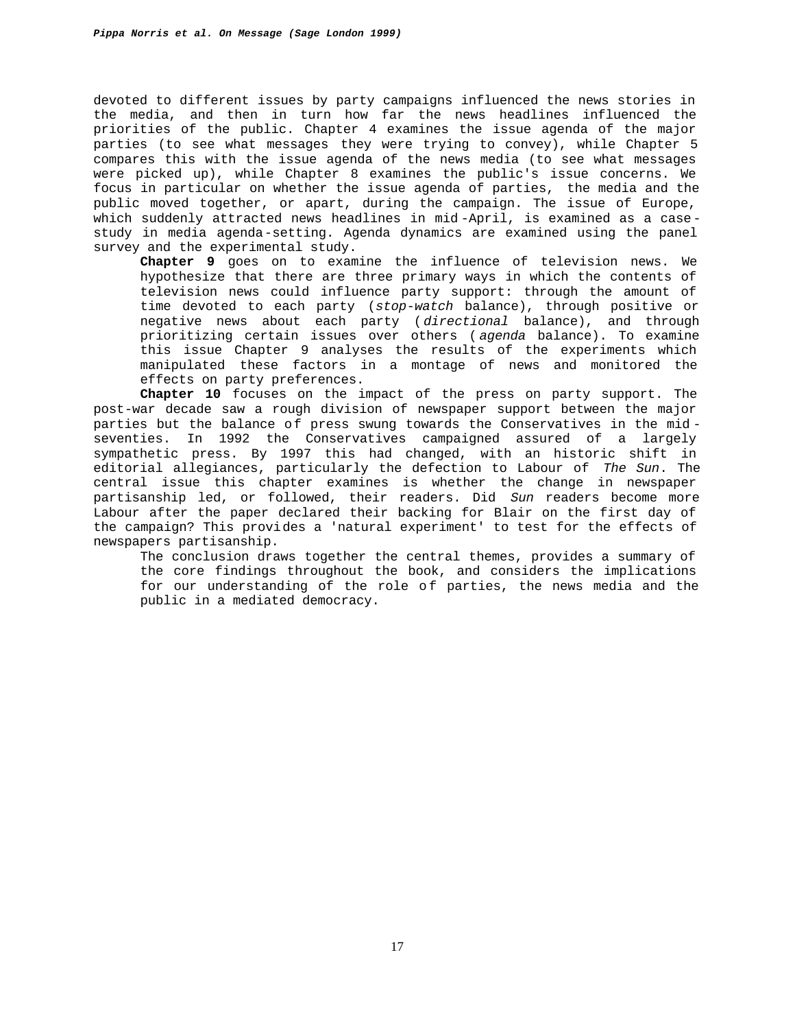devoted to different issues by party campaigns influenced the news stories in the media, and then in turn how far the news headlines influenced the priorities of the public. Chapter 4 examines the issue agenda of the major parties (to see what messages they were trying to convey), while Chapter 5 compares this with the issue agenda of the news media (to see what messages were picked up), while Chapter 8 examines the public's issue concerns. We focus in particular on whether the issue agenda of parties, the media and the public moved together, or apart, during the campaign. The issue of Europe, which suddenly attracted news headlines in mid-April, is examined as a case-study in media agenda-setting. Agenda dynamics are examined using the panel survey and the experimental study.

**Chapter 9** goes on to examine the influence of television news. We hypothesize that there are three primary ways in which the contents of television news could influence party support: through the amount of time devoted to each party (*stop-watch* balance), through positive or negative news about each party (*directional* balance), and through prioritizing certain issues over others (*agenda* balance). To examine this issue Chapter 9 analyses the results of the experiments which manipulated these factors in a montage of news and monitored the effects on party preferences.

**Chapter 10** focuses on the impact of the press on party support. The post-war decade saw a rough division of newspaper support between the major parties but the balance of press swung towards the Conservatives in the mid-seventies. In 1992 the Conservatives campaigned assured of a largely sympathetic press. By 1997 this had changed, with an historic shift in editorial allegiances, particularly the defection to Labour of *The Sun*. The central issue this chapter examines is whether the change in newspaper partisanship led, or followed, their readers. Did *Sun* readers become more Labour after the paper declared their backing for Blair on the first day of the campaign? This provides a 'natural experiment' to test for the effects of newspapers partisanship.

The conclusion draws together the central themes, provides a summary of the core findings throughout the book, and considers the implications for our understanding of the role of parties, the news media and the public in a mediated democracy.